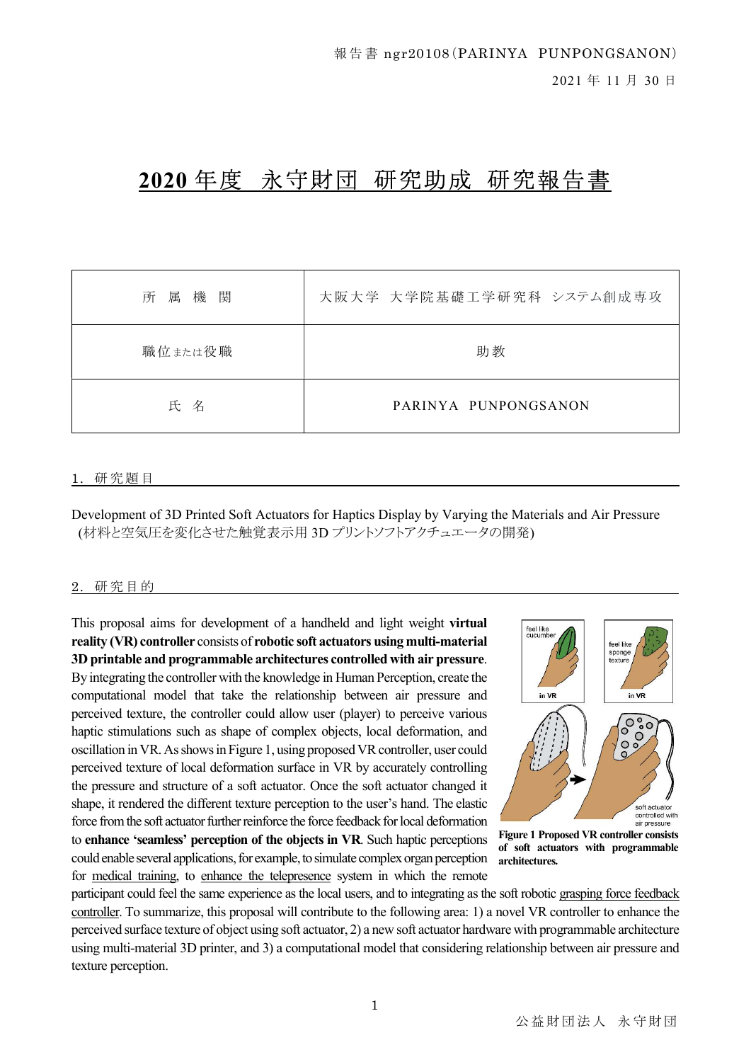報告書 ngr20108（PARINYA PUNPONGSANON）

2021 年 11 月 30 日

# 2020 年度　永守財団　研究助成　研究報告書

| 所属機関 | 大阪大学　大学院基礎工学研究科　システム創成専攻 |
|---|---|
| 職位または役職 | 助教 |
| 氏名 | PARINYA　PUNPONGSANON |

## 1．研究題目

Development of 3D Printed Soft Actuators for Haptics Display by Varying the Materials and Air Pressure (材料と空気圧を変化させた触覚表示用 3D プリントソフトアクチュエータの開発)

## 2．研究目的

This proposal aims for development of a handheld and light weight **virtual reality (VR) controller** consists of **robotic soft actuators using multi-material 3D printable and programmable architectures controlled with air pressure**. By integrating the controller with the knowledge in Human Perception, create the computational model that take the relationship between air pressure and perceived texture, the controller could allow user (player) to perceive various haptic stimulations such as shape of complex objects, local deformation, and oscillation in VR. As shows in Figure 1, using proposed VR controller, user could perceived texture of local deformation surface in VR by accurately controlling the pressure and structure of a soft actuator. Once the soft actuator changed it shape, it rendered the different texture perception to the user's hand. The elastic force from the soft actuator further reinforce the force feedback for local deformation to **enhance 'seamless' perception of the objects in VR**. Such haptic perceptions could enable several applications, for example, to simulate complex organ perception for medical training, to enhance the telepresence system in which the remote participant could feel the same experience as the local users, and to integrating as the soft robotic grasping force feedback controller. To summarize, this proposal will contribute to the following area: 1) a novel VR controller to enhance the perceived surface texture of object using soft actuator, 2) a new soft actuator hardware with programmable architecture using multi-material 3D printer, and 3) a computational model that considering relationship between air pressure and texture perception.

**Figure 1 Proposed VR controller consists of soft actuators with programmable architectures.**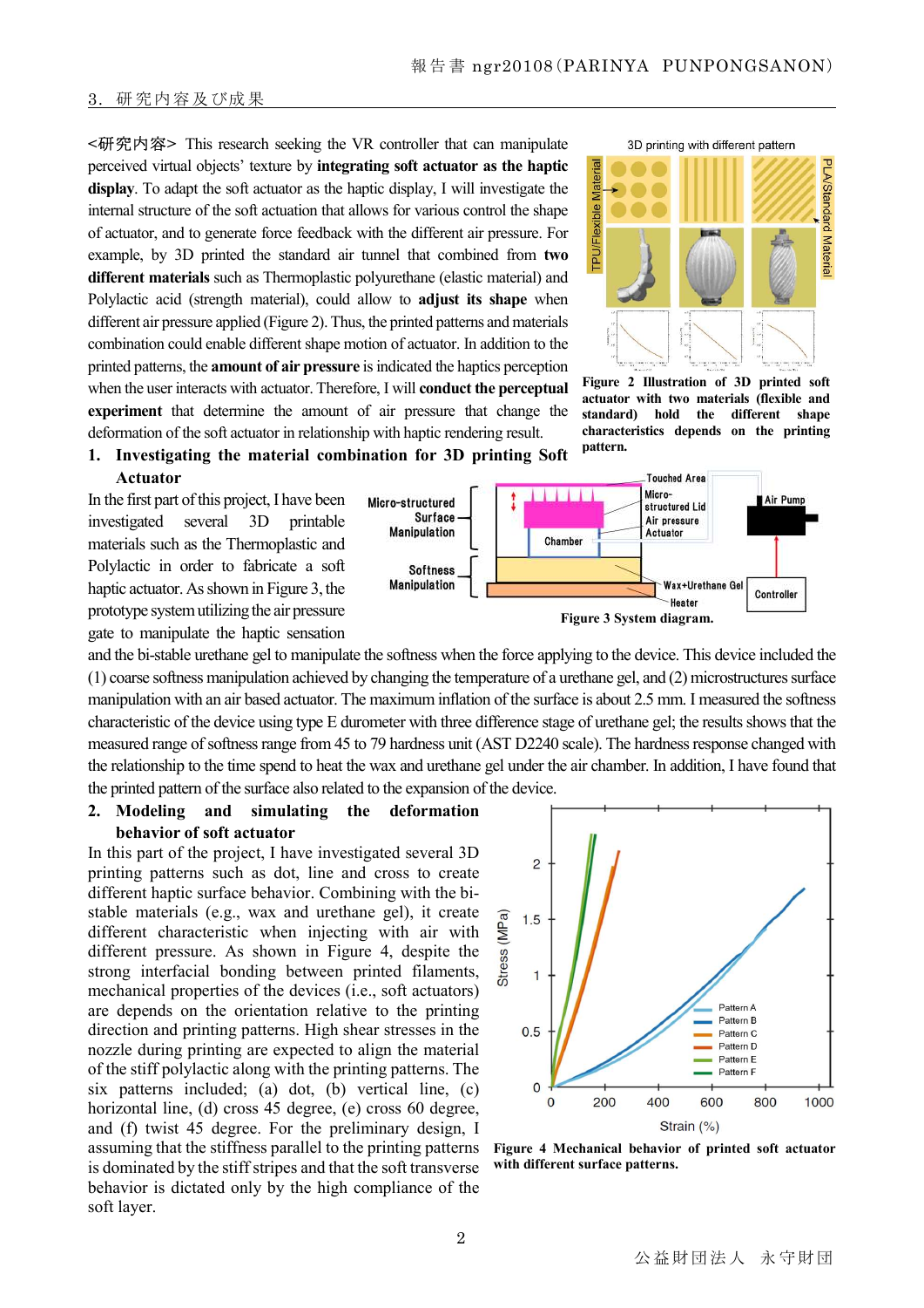## 3. 研究内容及び成果

<研究内容> This research seeking the VR controller that can manipulate perceived virtual objects' texture by **integrating soft actuator as the haptic display**. To adapt the soft actuator as the haptic display, I will investigate the internal structure of the soft actuation that allows for various control the shape of actuator, and to generate force feedback with the different air pressure. For example, by 3D printed the standard air tunnel that combined from **two different materials** such as Thermoplastic polyurethane (elastic material) and Polylactic acid (strength material), could allow to **adjust its shape** when different air pressure applied (Figure 2). Thus, the printed patterns and materials combination could enable different shape motion of actuator. In addition to the printed patterns, the **amount of air pressure** is indicated the haptics perception when the user interacts with actuator. Therefore, I will **conduct the perceptual experiment** that determine the amount of air pressure that change the deformation of the soft actuator in relationship with haptic rendering result.

**Figure 2 Illustration of 3D printed soft actuator with two materials (flexible and standard) hold the different shape characteristics depends on the printing pattern.**

### 1. Investigating the material combination for 3D printing Soft Actuator

In the first part of this project, I have been investigated several 3D printable materials such as the Thermoplastic and Polylactic in order to fabricate a soft haptic actuator. As shown in Figure 3, the prototype system utilizing the air pressure gate to manipulate the haptic sensation and the bi-stable urethane gel to manipulate the softness when the force applying to the device. This device included the (1) coarse softness manipulation achieved by changing the temperature of a urethane gel, and (2) microstructures surface manipulation with an air based actuator. The maximum inflation of the surface is about 2.5 mm. I measured the softness characteristic of the device using type E durometer with three difference stage of urethane gel; the results shows that the measured range of softness range from 45 to 79 hardness unit (AST D2240 scale). The hardness response changed with the relationship to the time spend to heat the wax and urethane gel under the air chamber. In addition, I have found that the printed pattern of the surface also related to the expansion of the device.

**Figure 3 System diagram.**

### 2. Modeling and simulating the deformation behavior of soft actuator

In this part of the project, I have investigated several 3D printing patterns such as dot, line and cross to create different haptic surface behavior. Combining with the bi-stable materials (e.g., wax and urethane gel), it create different characteristic when injecting with air with different pressure. As shown in Figure 4, despite the strong interfacial bonding between printed filaments, mechanical properties of the devices (i.e., soft actuators) are depends on the orientation relative to the printing direction and printing patterns. High shear stresses in the nozzle during printing are expected to align the material of the stiff polylactic along with the printing patterns. The six patterns included; (a) dot, (b) vertical line, (c) horizontal line, (d) cross 45 degree, (e) cross 60 degree, and (f) twist 45 degree. For the preliminary design, I assuming that the stiffness parallel to the printing patterns is dominated by the stiff stripes and that the soft transverse behavior is dictated only by the high compliance of the soft layer.

**Figure 4 Mechanical behavior of printed soft actuator with different surface patterns.**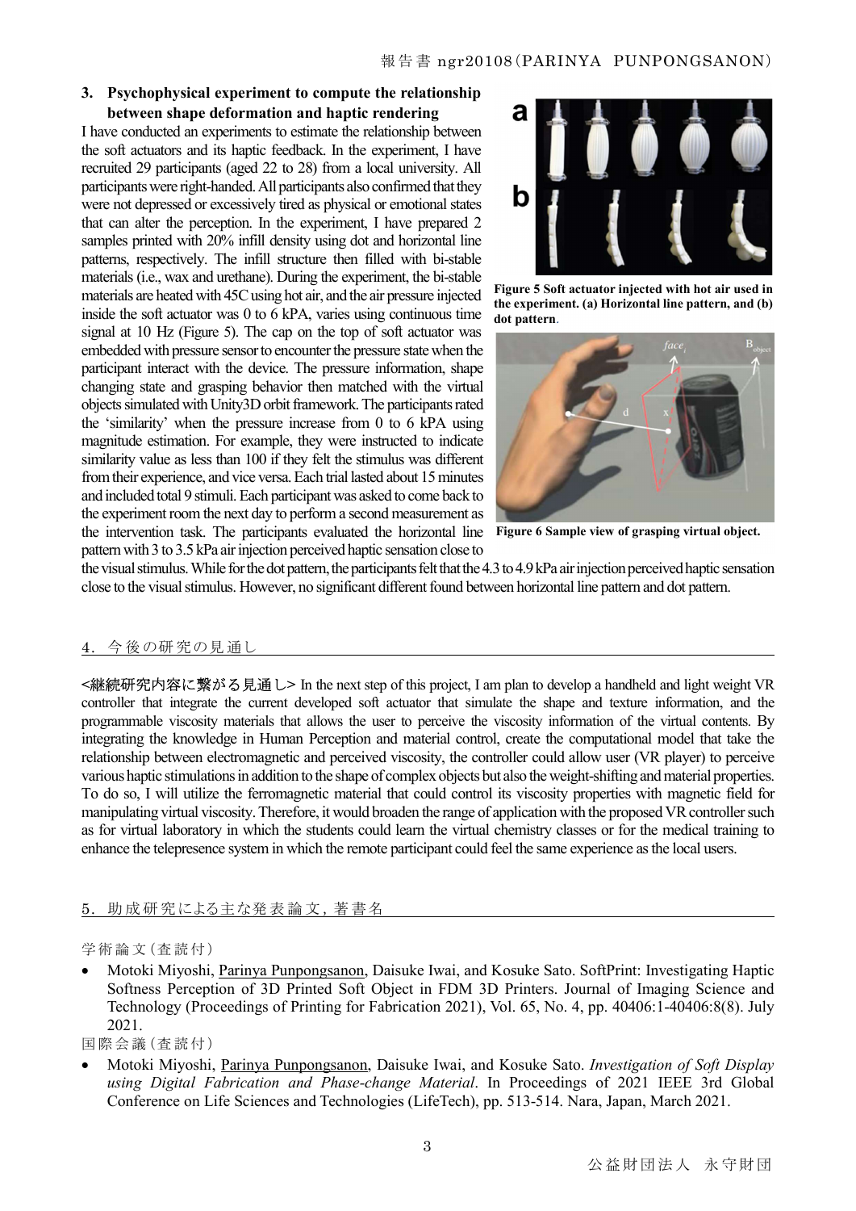### 3. Psychophysical experiment to compute the relationship between shape deformation and haptic rendering

I have conducted an experiments to estimate the relationship between the soft actuators and its haptic feedback. In the experiment, I have recruited 29 participants (aged 22 to 28) from a local university. All participants were right-handed. All participants also confirmed that they were not depressed or excessively tired as physical or emotional states that can alter the perception. In the experiment, I have prepared 2 samples printed with 20% infill density using dot and horizontal line patterns, respectively. The infill structure then filled with bi-stable materials (i.e., wax and urethane). During the experiment, the bi-stable materials are heated with 45C using hot air, and the air pressure injected inside the soft actuator was 0 to 6 kPA, varies using continuous time signal at 10 Hz (Figure 5). The cap on the top of soft actuator was embedded with pressure sensor to encounter the pressure state when the participant interact with the device. The pressure information, shape changing state and grasping behavior then matched with the virtual objects simulated with Unity3D orbit framework. The participants rated the 'similarity' when the pressure increase from 0 to 6 kPA using magnitude estimation. For example, they were instructed to indicate similarity value as less than 100 if they felt the stimulus was different from their experience, and vice versa. Each trial lasted about 15 minutes and included total 9 stimuli. Each participant was asked to come back to the experiment room the next day to perform a second measurement as the intervention task. The participants evaluated the horizontal line pattern with 3 to 3.5 kPa air injection perceived haptic sensation close to the visual stimulus. While for the dot pattern, the participants felt that the 4.3 to 4.9 kPa air injection perceived haptic sensation close to the visual stimulus. However, no significant different found between horizontal line pattern and dot pattern.

**Figure 5 Soft actuator injected with hot air used in the experiment. (a) Horizontal line pattern, and (b) dot pattern**.

**Figure 6 Sample view of grasping virtual object.**

## 4．今後の研究の見通し

<継続研究内容に繋がる見通し> In the next step of this project, I am plan to develop a handheld and light weight VR controller that integrate the current developed soft actuator that simulate the shape and texture information, and the programmable viscosity materials that allows the user to perceive the viscosity information of the virtual contents. By integrating the knowledge in Human Perception and material control, create the computational model that take the relationship between electromagnetic and perceived viscosity, the controller could allow user (VR player) to perceive various haptic stimulations in addition to the shape of complex objects but also the weight-shifting and material properties. To do so, I will utilize the ferromagnetic material that could control its viscosity properties with magnetic field for manipulating virtual viscosity. Therefore, it would broaden the range of application with the proposed VR controller such as for virtual laboratory in which the students could learn the virtual chemistry classes or for the medical training to enhance the telepresence system in which the remote participant could feel the same experience as the local users.

## 5．助成研究による主な発表論文，著書名

学術論文（査読付）

- Motoki Miyoshi, Parinya Punpongsanon, Daisuke Iwai, and Kosuke Sato. SoftPrint: Investigating Haptic Softness Perception of 3D Printed Soft Object in FDM 3D Printers. Journal of Imaging Science and Technology (Proceedings of Printing for Fabrication 2021), Vol. 65, No. 4, pp. 40406:1-40406:8(8). July 2021.

国際会議（査読付）

- Motoki Miyoshi, Parinya Punpongsanon, Daisuke Iwai, and Kosuke Sato. *Investigation of Soft Display using Digital Fabrication and Phase-change Material*. In Proceedings of 2021 IEEE 3rd Global Conference on Life Sciences and Technologies (LifeTech), pp. 513-514. Nara, Japan, March 2021.